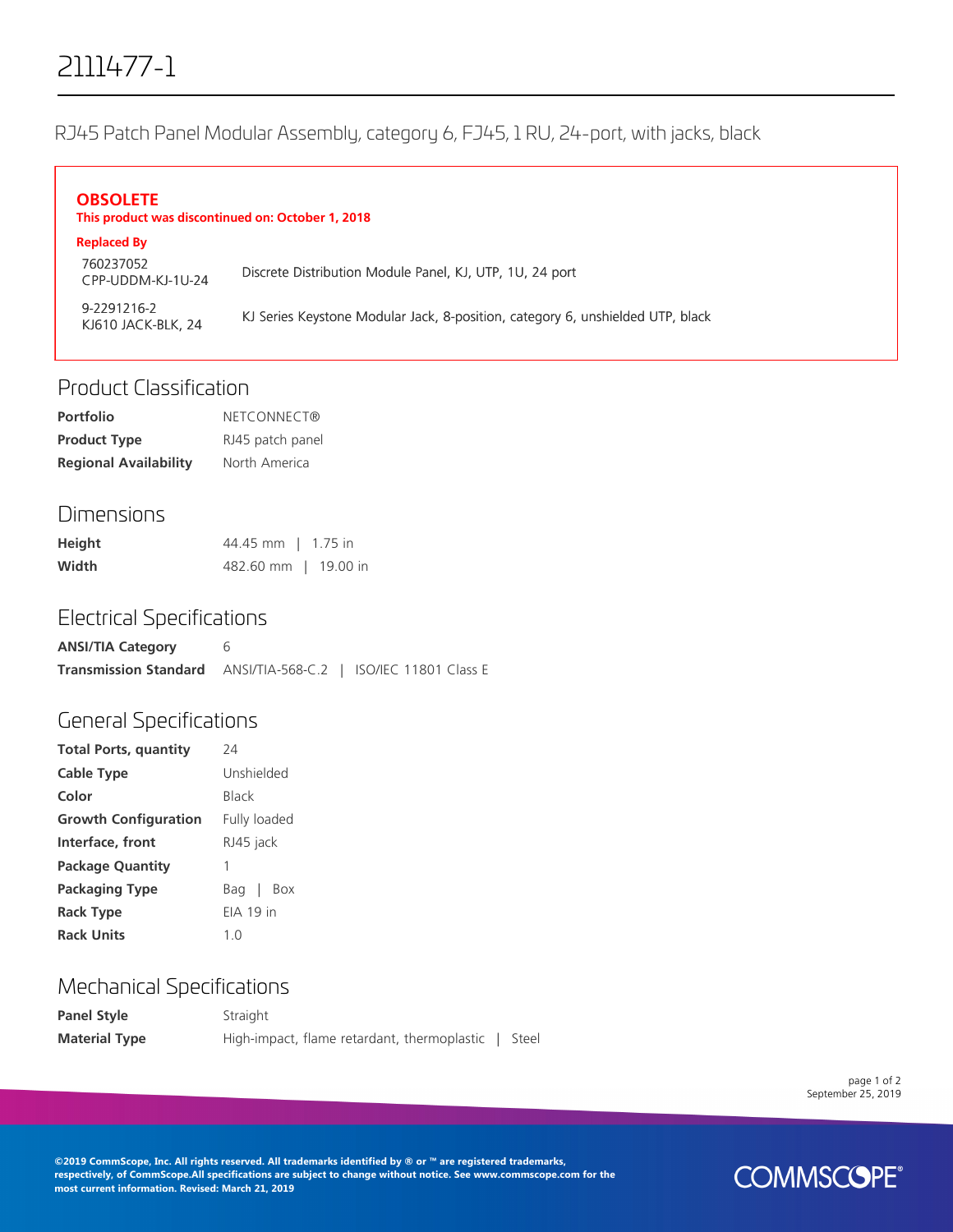# 2111477-1

RJ45 Patch Panel Modular Assembly, category 6, FJ45, 1 RU, 24-port, with jacks, black

**OBSOLETE**
**This product was discontinued on: October 1, 2018**

**Replaced By**

| | |
|---|---|
| 760237052<br>CPP-UDDM-KJ-1U-24 | Discrete Distribution Module Panel, KJ, UTP, 1U, 24 port |
| 9-2291216-2<br>KJ610 JACK-BLK, 24 | KJ Series Keystone Modular Jack, 8-position, category 6, unshielded UTP, black |

## Product Classification

| | |
|---|---|
| **Portfolio** | NETCONNECT® |
| **Product Type** | RJ45 patch panel |
| **Regional Availability** | North America |

## Dimensions

| | |
|---|---|
| **Height** | 44.45 mm \| 1.75 in |
| **Width** | 482.60 mm \| 19.00 in |

## Electrical Specifications

| | |
|---|---|
| **ANSI/TIA Category** | 6 |
| **Transmission Standard** | ANSI/TIA-568-C.2 \| ISO/IEC 11801 Class E |

## General Specifications

| | |
|---|---|
| **Total Ports, quantity** | 24 |
| **Cable Type** | Unshielded |
| **Color** | Black |
| **Growth Configuration** | Fully loaded |
| **Interface, front** | RJ45 jack |
| **Package Quantity** | 1 |
| **Packaging Type** | Bag \| Box |
| **Rack Type** | EIA 19 in |
| **Rack Units** | 1.0 |

## Mechanical Specifications

| | |
|---|---|
| **Panel Style** | Straight |
| **Material Type** | High-impact, flame retardant, thermoplastic \| Steel |

September 25, 2019

©2019 CommScope, Inc. All rights reserved. All trademarks identified by ® or ™ are registered trademarks, respectively, of CommScope.All specifications are subject to change without notice. See www.commscope.com for the most current information. Revised: March 21, 2019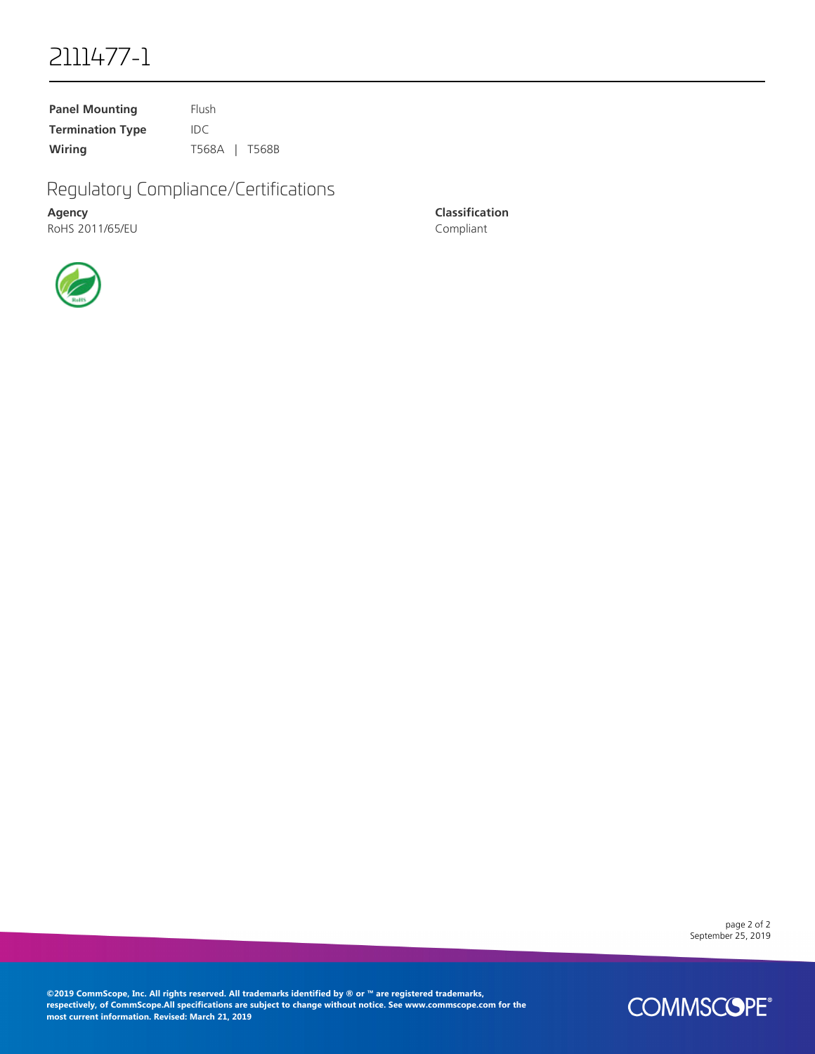# 2111477-1

| | |
|---|---|
| **Panel Mounting** | Flush |
| **Termination Type** | IDC |
| **Wiring** | T568A \| T568B |

## Regulatory Compliance/Certifications

| Agency | Classification |
|---|---|
| RoHS 2011/65/EU | Compliant |

**©2019 CommScope, Inc. All rights reserved. All trademarks identified by ® or ™ are registered trademarks, respectively, of CommScope.All specifications are subject to change without notice. See www.commscope.com for the most current information. Revised: March 21, 2019**